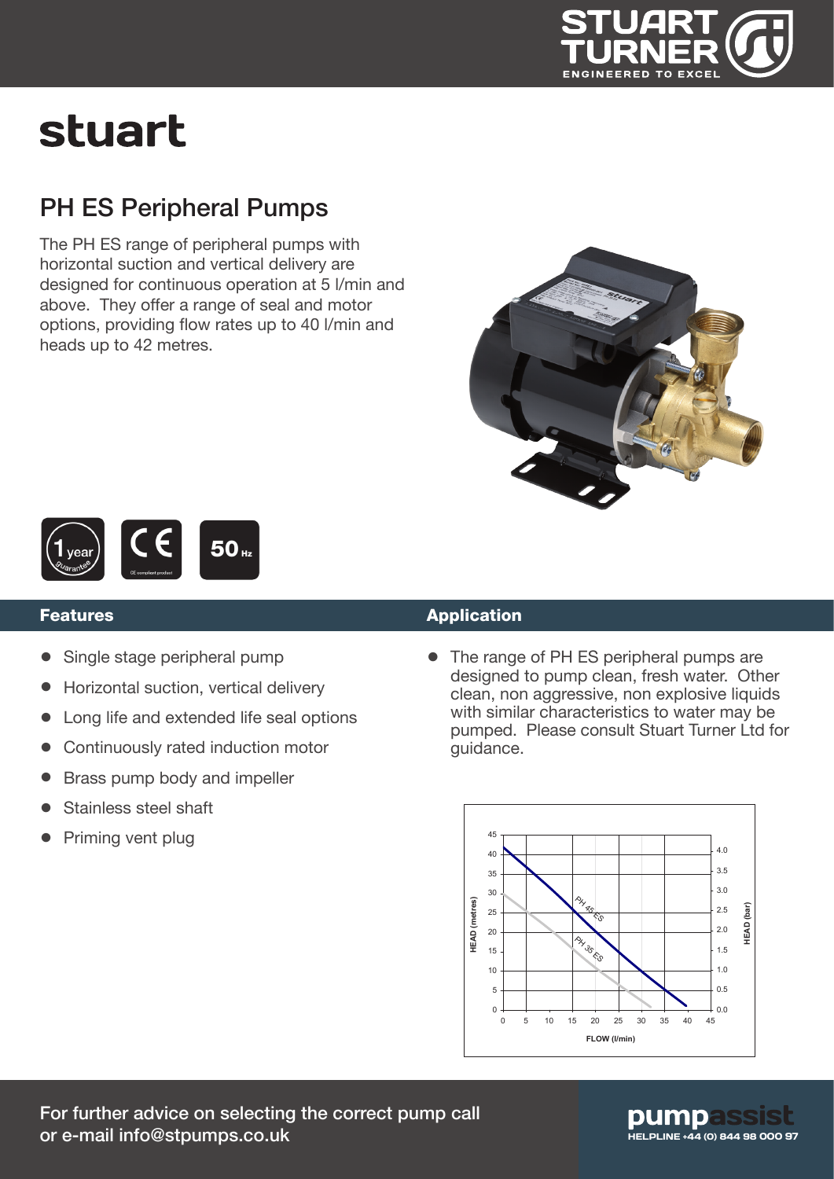# stuart

## PH ES Peripheral Pumps

The PH ES range of peripheral pumps with horizontal suction and vertical delivery are designed for continuous operation at 5 l/min and above. They offer a range of seal and motor options, providing flow rates up to 40 l/min and heads up to 42 metres.

1 year guarantee | CE compliant product | 50 Hz

### Features

- Single stage peripheral pump
- Horizontal suction, vertical delivery
- Long life and extended life seal options
- Continuously rated induction motor
- Brass pump body and impeller
- Stainless steel shaft
- Priming vent plug

### Application

- The range of PH ES peripheral pumps are designed to pump clean, fresh water. Other clean, non aggressive, non explosive liquids with similar characteristics to water may be pumped. Please consult Stuart Turner Ltd for guidance.

For further advice on selecting the correct pump call or e-mail info@stpumps.co.uk

pumpassist HELPLINE +44 (0) 844 98 000 97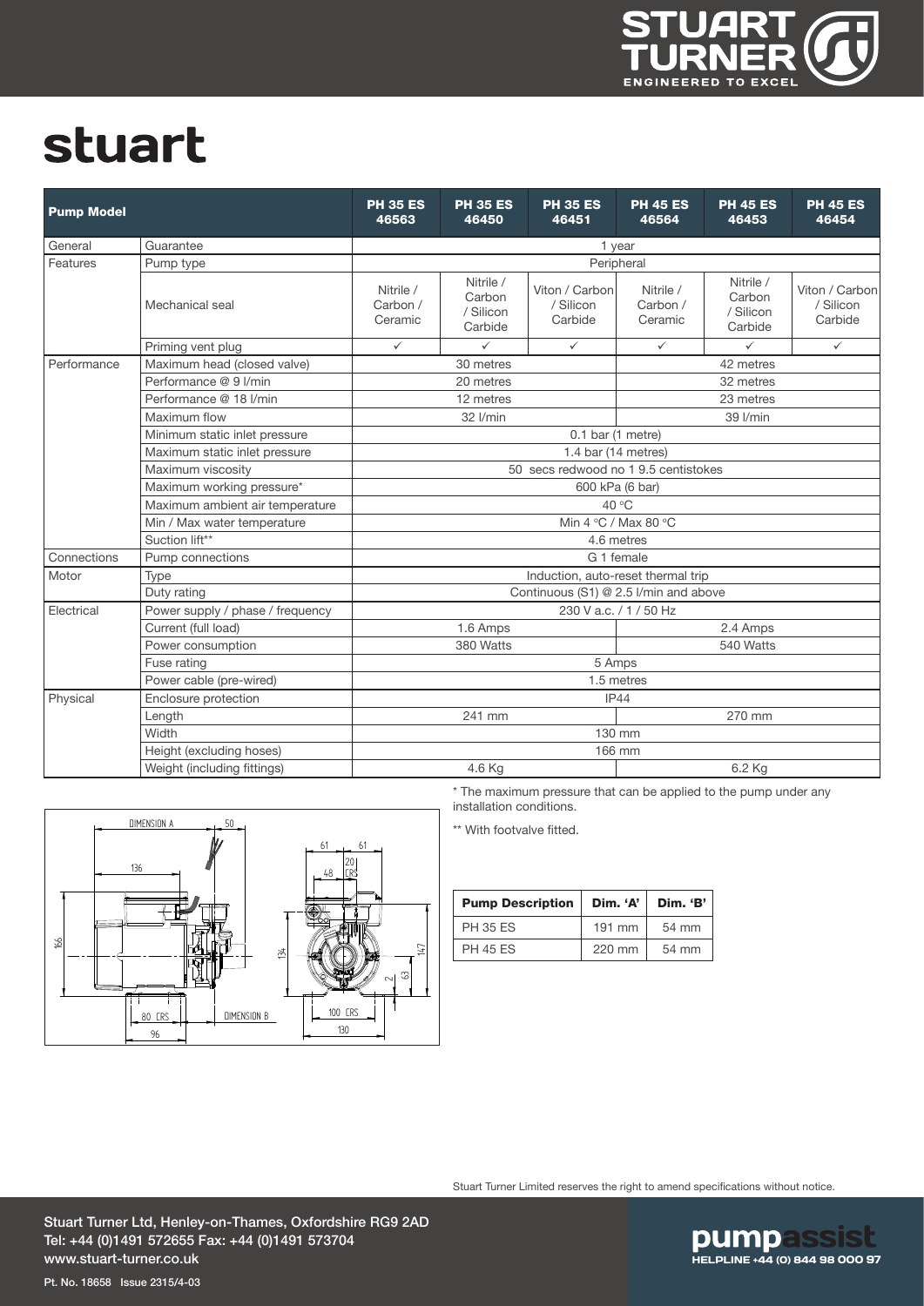# stuart

| Pump Model | | PH 35 ES 46563 | PH 35 ES 46450 | PH 35 ES 46451 | PH 45 ES 46564 | PH 45 ES 46453 | PH 45 ES 46454 |
|---|---|---|---|---|---|---|---|
| General | Guarantee | 1 year | | | | | |
| Features | Pump type | Peripheral | | | | | |
| | Mechanical seal | Nitrile / Carbon / Ceramic | Nitrile / Carbon / Silicon Carbide | Viton / Carbon / Silicon Carbide | Nitrile / Carbon / Ceramic | Nitrile / Carbon / Silicon Carbide | Viton / Carbon / Silicon Carbide |
| | Priming vent plug | ✓ | ✓ | ✓ | ✓ | ✓ | ✓ |
| Performance | Maximum head (closed valve) | 30 metres | | | 42 metres | | |
| | Performance @ 9 l/min | 20 metres | | | 32 metres | | |
| | Performance @ 18 l/min | 12 metres | | | 23 metres | | |
| | Maximum flow | 32 l/min | | | 39 l/min | | |
| | Minimum static inlet pressure | 0.1 bar (1 metre) | | | | | |
| | Maximum static inlet pressure | 1.4 bar (14 metres) | | | | | |
| | Maximum viscosity | 50 secs redwood no 1 9.5 centistokes | | | | | |
| | Maximum working pressure* | 600 kPa (6 bar) | | | | | |
| | Maximum ambient air temperature | 40 °C | | | | | |
| | Min / Max water temperature | Min 4 °C / Max 80 °C | | | | | |
| | Suction lift** | 4.6 metres | | | | | |
| Connections | Pump connections | G 1 female | | | | | |
| Motor | Type | Induction, auto-reset thermal trip | | | | | |
| | Duty rating | Continuous (S1) @ 2.5 l/min and above | | | | | |
| Electrical | Power supply / phase / frequency | 230 V a.c. / 1 / 50 Hz | | | | | |
| | Current (full load) | 1.6 Amps | | | 2.4 Amps | | |
| | Power consumption | 380 Watts | | | 540 Watts | | |
| | Fuse rating | 5 Amps | | | | | |
| | Power cable (pre-wired) | 1.5 metres | | | | | |
| Physical | Enclosure protection | IP44 | | | | | |
| | Length | 241 mm | | | 270 mm | | |
| | Width | 130 mm | | | | | |
| | Height (excluding hoses) | 166 mm | | | | | |
| | Weight (including fittings) | 4.6 Kg | | | 6.2 Kg | | |

DIMENSION A
50
136
166
80 CRS
96
DIMENSION B
61
61
48
20 CRS
134
147
2
63
100 CRS
130

\* The maximum pressure that can be applied to the pump under any installation conditions.

\** With footvalve fitted.

| Pump Description | Dim. 'A' | Dim. 'B' |
|---|---|---|
| PH 35 ES | 191 mm | 54 mm |
| PH 45 ES | 220 mm | 54 mm |

Stuart Turner Limited reserves the right to amend specifications without notice.

Stuart Turner Ltd, Henley-on-Thames, Oxfordshire RG9 2AD
Tel: +44 (0)1491 572655 Fax: +44 (0)1491 573704
www.stuart-turner.co.uk

Pt. No. 18658 Issue 2315/4-03

pumpassist
HELPLINE +44 (0) 844 98 000 97